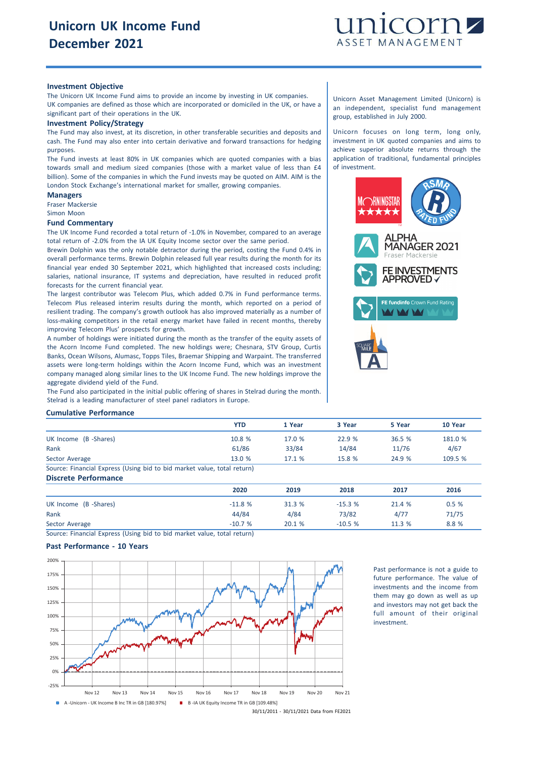# Unicorn UK Income Fund
# December 2021

## Investment Objective

The Unicorn UK Income Fund aims to provide an income by investing in UK companies. UK companies are defined as those which are incorporated or domiciled in the UK, or have a significant part of their operations in the UK.

## Investment Policy/Strategy

The Fund may also invest, at its discretion, in other transferable securities and deposits and cash. The Fund may also enter into certain derivative and forward transactions for hedging purposes.

The Fund invests at least 80% in UK companies which are quoted companies with a bias towards small and medium sized companies (those with a market value of less than £4 billion). Some of the companies in which the Fund invests may be quoted on AIM. AIM is the London Stock Exchange's international market for smaller, growing companies.

## Managers

Fraser Mackersie

Simon Moon

## Fund Commentary

The UK Income Fund recorded a total return of -1.0% in November, compared to an average total return of -2.0% from the IA UK Equity Income sector over the same period.

Brewin Dolphin was the only notable detractor during the period, costing the Fund 0.4% in overall performance terms. Brewin Dolphin released full year results during the month for its financial year ended 30 September 2021, which highlighted that increased costs including; salaries, national insurance, IT systems and depreciation, have resulted in reduced profit forecasts for the current financial year.

The largest contributor was Telecom Plus, which added 0.7% in Fund performance terms. Telecom Plus released interim results during the month, which reported on a period of resilient trading. The company's growth outlook has also improved materially as a number of loss-making competitors in the retail energy market have failed in recent months, thereby improving Telecom Plus' prospects for growth.

A number of holdings were initiated during the month as the transfer of the equity assets of the Acorn Income Fund completed. The new holdings were; Chesnara, STV Group, Curtis Banks, Ocean Wilsons, Alumasc, Topps Tiles, Braemar Shipping and Warpaint. The transferred assets were long-term holdings within the Acorn Income Fund, which was an investment company managed along similar lines to the UK Income Fund. The new holdings improve the aggregate dividend yield of the Fund.

The Fund also participated in the initial public offering of shares in Stelrad during the month. Stelrad is a leading manufacturer of steel panel radiators in Europe.

Unicorn Asset Management Limited (Unicorn) is an independent, specialist fund management group, established in July 2000.

Unicorn focuses on long term, long only, investment in UK quoted companies and aims to achieve superior absolute returns through the application of traditional, fundamental principles of investment.

MORNINGSTAR ★★★★★

RSMR RATED FUND

ALPHA MANAGER 2021 Fraser Mackersie

FE INVESTMENTS APPROVED ✓

FE fundinfo Crown Fund Rating

SQUARE MILE A

## Cumulative Performance

| | YTD | 1 Year | 3 Year | 5 Year | 10 Year |
|---|---|---|---|---|---|
| UK Income (B -Shares) | 10.8 % | 17.0 % | 22.9 % | 36.5 % | 181.0 % |
| Rank | 61/86 | 33/84 | 14/84 | 11/76 | 4/67 |
| Sector Average | 13.0 % | 17.1 % | 15.8 % | 24.9 % | 109.5 % |

Source: Financial Express (Using bid to bid market value, total return)

## Discrete Performance

| | 2020 | 2019 | 2018 | 2017 | 2016 |
|---|---|---|---|---|---|
| UK Income (B -Shares) | -11.8 % | 31.3 % | -15.3 % | 21.4 % | 0.5 % |
| Rank | 44/84 | 4/84 | 73/82 | 4/77 | 71/75 |
| Sector Average | -10.7 % | 20.1 % | -10.5 % | 11.3 % | 8.8 % |

Source: Financial Express (Using bid to bid market value, total return)

## Past Performance - 10 Years

A -Unicorn - UK Income B Inc TR in GB [180.97%] B -IA UK Equity Income TR in GB [109.48%]

30/11/2011 - 30/11/2021 Data from FE2021

Past performance is not a guide to future performance. The value of investments and the income from them may go down as well as up and investors may not get back the full amount of their original investment.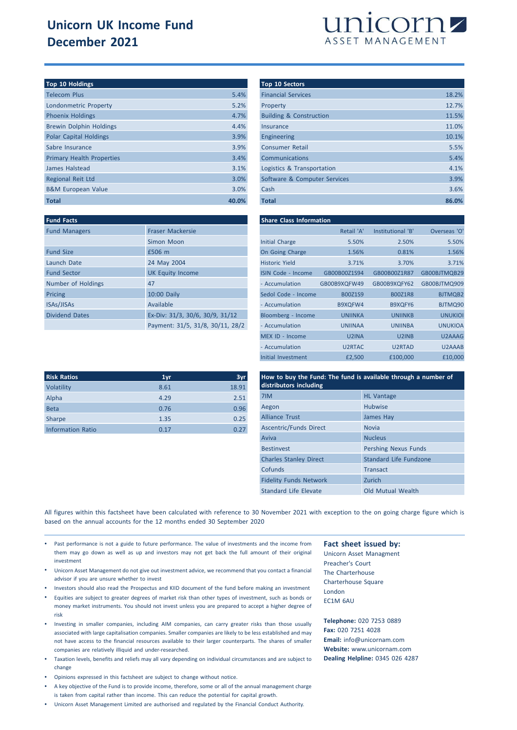# Unicorn UK Income Fund
# December 2021

unicorn ASSET MANAGEMENT

| Top 10 Holdings | |
|---|---|
| Telecom Plus | 5.4% |
| Londonmetric Property | 5.2% |
| Phoenix Holdings | 4.7% |
| Brewin Dolphin Holdings | 4.4% |
| Polar Capital Holdings | 3.9% |
| Sabre Insurance | 3.9% |
| Primary Health Properties | 3.4% |
| James Halstead | 3.1% |
| Regional Reit Ltd | 3.0% |
| B&M European Value | 3.0% |
| **Total** | **40.0%** |

| Top 10 Sectors | |
|---|---|
| Financial Services | 18.2% |
| Property | 12.7% |
| Building & Construction | 11.5% |
| Insurance | 11.0% |
| Engineering | 10.1% |
| Consumer Retail | 5.5% |
| Communications | 5.4% |
| Logistics & Transportation | 4.1% |
| Software & Computer Services | 3.9% |
| Cash | 3.6% |
| **Total** | **86.0%** |

| Fund Facts | |
|---|---|
| Fund Managers | Fraser Mackersie |
| | Simon Moon |
| Fund Size | £506 m |
| Launch Date | 24 May 2004 |
| Fund Sector | UK Equity Income |
| Number of Holdings | 47 |
| Pricing | 10:00 Daily |
| ISAs/JISAs | Available |
| Dividend Dates | Ex-Div: 31/3, 30/6, 30/9, 31/12 |
| | Payment: 31/5, 31/8, 30/11, 28/2 |

| Share Class Information | Retail 'A' | Institutional 'B' | Overseas 'O' |
|---|---|---|---|
| Initial Charge | 5.50% | 2.50% | 5.50% |
| On Going Charge | 1.56% | 0.81% | 1.56% |
| Historic Yield | 3.71% | 3.70% | 3.71% |
| ISIN Code - Income | GB00B00Z1S94 | GB00B00Z1R87 | GB00BJTMQB29 |
| - Accumulation | GB00B9XQFW49 | GB00B9XQFY62 | GB00BJTMQ909 |
| Sedol Code - Income | B00Z1S9 | B00Z1R8 | BJTMQB2 |
| - Accumulation | B9XQFW4 | B9XQFY6 | BJTMQ90 |
| Bloomberg - Income | UNIINKA | UNIINKB | UNUKIOI |
| - Accumulation | UNIINAA | UNIINBA | UNUKIOA |
| MEX ID - Income | U2INA | U2INB | U2AAAG |
| - Accumulation | U2RTAC | U2RTAD | U2AAAB |
| Initial Investment | £2,500 | £100,000 | £10,000 |

| Risk Ratios | 1yr | 3yr |
|---|---|---|
| Volatility | 8.61 | 18.91 |
| Alpha | 4.29 | 2.51 |
| Beta | 0.76 | 0.96 |
| Sharpe | 1.35 | 0.25 |
| Information Ratio | 0.17 | 0.27 |

| How to buy the Fund: The fund is available through a number of distributors including | |
|---|---|
| 7IM | HL Vantage |
| Aegon | Hubwise |
| Alliance Trust | James Hay |
| Ascentric/Funds Direct | Novia |
| Aviva | Nucleus |
| Bestinvest | Pershing Nexus Funds |
| Charles Stanley Direct | Standard Life Fundzone |
| Cofunds | Transact |
| Fidelity Funds Network | Zurich |
| Standard Life Elevate | Old Mutual Wealth |

All figures within this factsheet have been calculated with reference to 30 November 2021 with exception to the on going charge figure which is based on the annual accounts for the 12 months ended 30 September 2020

- Past performance is not a guide to future performance. The value of investments and the income from them may go down as well as up and investors may not get back the full amount of their original investment
- Unicorn Asset Management do not give out investment advice, we recommend that you contact a financial advisor if you are unsure whether to invest
- Investors should also read the Prospectus and KIID document of the fund before making an investment
- Equities are subject to greater degrees of market risk than other types of investment, such as bonds or money market instruments. You should not invest unless you are prepared to accept a higher degree of risk
- Investing in smaller companies, including AIM companies, can carry greater risks than those usually associated with large capitalisation companies. Smaller companies are likely to be less established and may not have access to the financial resources available to their larger counterparts. The shares of smaller companies are relatively illiquid and under-researched.
- Taxation levels, benefits and reliefs may all vary depending on individual circumstances and are subject to change
- Opinions expressed in this factsheet are subject to change without notice.
- A key objective of the Fund is to provide income, therefore, some or all of the annual management charge is taken from capital rather than income. This can reduce the potential for capital growth.
- Unicorn Asset Management Limited are authorised and regulated by the Financial Conduct Authority.

**Fact sheet issued by:**

Unicorn Asset Managment
Preacher's Court
The Charterhouse
Charterhouse Square
London
EC1M 6AU

**Telephone:** 020 7253 0889
**Fax:** 020 7251 4028
**Email:** info@unicornam.com
**Website:** www.unicornam.com
**Dealing Helpline:** 0345 026 4287